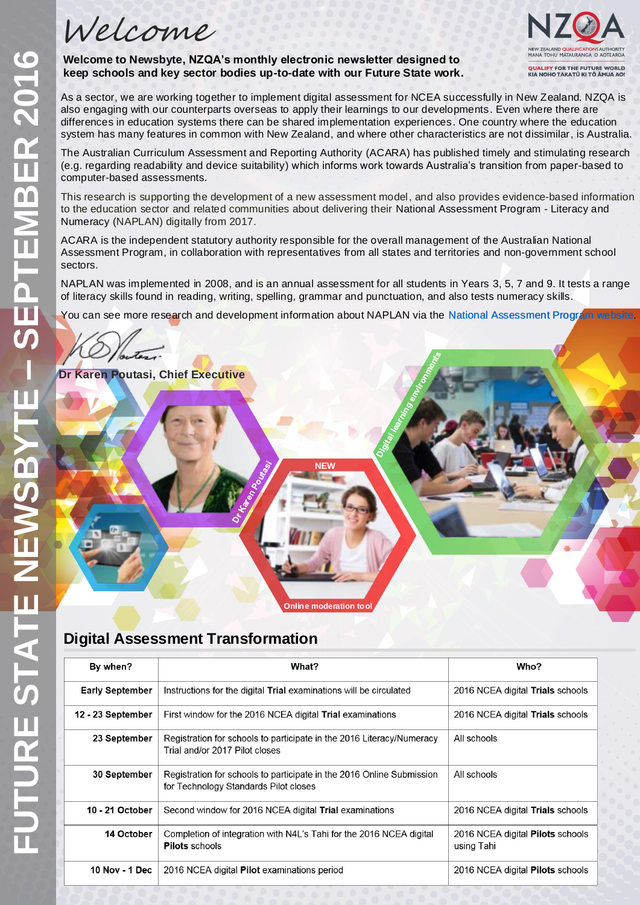# Welcome

**Welcome to Newsbyte, NZQA's monthly electronic newsletter designed to keep schools and key sector bodies up-to-date with our Future State work.**

As a sector, we are working together to implement digital assessment for NCEA successfully in New Zealand. NZQA is also engaging with our counterparts overseas to apply their learnings to our developments. Even where there are differences in education systems there can be shared implementation experiences. One country where the education system has many features in common with New Zealand, and where other characteristics are not dissimilar, is Australia.

The Australian Curriculum Assessment and Reporting Authority (ACARA) has published timely and stimulating research (e.g. regarding readability and device suitability) which informs work towards Australia's transition from paper-based to computer-based assessments.

This research is supporting the development of a new assessment model, and also provides evidence-based information to the education sector and related communities about delivering their National Assessment Program - Literacy and Numeracy (NAPLAN) digitally from 2017.

ACARA is the independent statutory authority responsible for the overall management of the Australian National Assessment Program, in collaboration with representatives from all states and territories and non-government school sectors.

NAPLAN was implemented in 2008, and is an annual assessment for all students in Years 3, 5, 7 and 9. It tests a range of literacy skills found in reading, writing, spelling, grammar and punctuation, and also tests numeracy skills.

You can see more research and development information about NAPLAN via the National Assessment Program website.

**Dr Karen Poutasi, Chief Executive**

## Digital Assessment Transformation

| By when? | What? | Who? |
|---|---|---|
| Early September | Instructions for the digital **Trial** examinations will be circulated | 2016 NCEA digital **Trials** schools |
| 12 - 23 September | First window for the 2016 NCEA digital **Trial** examinations | 2016 NCEA digital **Trials** schools |
| 23 September | Registration for schools to participate in the 2016 Literacy/Numeracy Trial and/or 2017 Pilot closes | All schools |
| 30 September | Registration for schools to participate in the 2016 Online Submission for Technology Standards Pilot closes | All schools |
| 10 - 21 October | Second window for 2016 NCEA digital **Trial** examinations | 2016 NCEA digital **Trials** schools |
| 14 October | Completion of integration with N4L's Tahi for the 2016 NCEA digital **Pilots** schools | 2016 NCEA digital **Pilots** schools using Tahi |
| 10 Nov - 1 Dec | 2016 NCEA digital **Pilot** examinations period | 2016 NCEA digital **Pilots** schools |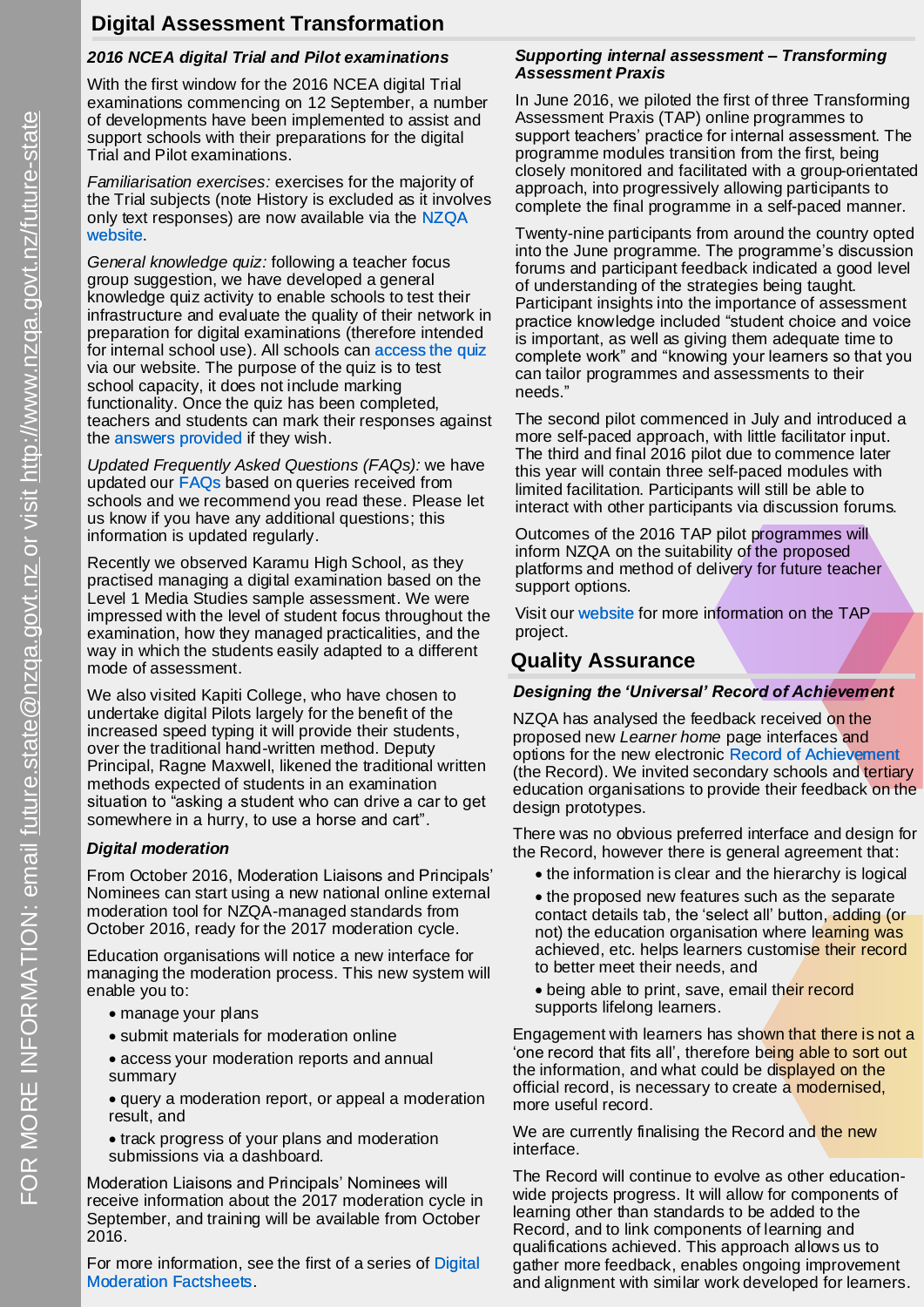# Digital Assessment Transformation

### 2016 NCEA digital Trial and Pilot examinations

With the first window for the 2016 NCEA digital Trial examinations commencing on 12 September, a number of developments have been implemented to assist and support schools with their preparations for the digital Trial and Pilot examinations.

*Familiarisation exercises:* exercises for the majority of the Trial subjects (note History is excluded as it involves only text responses) are now available via the NZQA website.

*General knowledge quiz:* following a teacher focus group suggestion, we have developed a general knowledge quiz activity to enable schools to test their infrastructure and evaluate the quality of their network in preparation for digital examinations (therefore intended for internal school use). All schools can access the quiz via our website. The purpose of the quiz is to test school capacity, it does not include marking functionality. Once the quiz has been completed, teachers and students can mark their responses against the answers provided if they wish.

*Updated Frequently Asked Questions (FAQs):* we have updated our FAQs based on queries received from schools and we recommend you read these. Please let us know if you have any additional questions; this information is updated regularly.

Recently we observed Karamu High School, as they practised managing a digital examination based on the Level 1 Media Studies sample assessment. We were impressed with the level of student focus throughout the examination, how they managed practicalities, and the way in which the students easily adapted to a different mode of assessment.

We also visited Kapiti College, who have chosen to undertake digital Pilots largely for the benefit of the increased speed typing it will provide their students, over the traditional hand-written method. Deputy Principal, Ragne Maxwell, likened the traditional written methods expected of students in an examination situation to "asking a student who can drive a car to get somewhere in a hurry, to use a horse and cart".

### Digital moderation

From October 2016, Moderation Liaisons and Principals' Nominees can start using a new national online external moderation tool for NZQA-managed standards from October 2016, ready for the 2017 moderation cycle.

Education organisations will notice a new interface for managing the moderation process. This new system will enable you to:

- manage your plans
- submit materials for moderation online
- access your moderation reports and annual summary
- query a moderation report, or appeal a moderation result, and
- track progress of your plans and moderation submissions via a dashboard.

Moderation Liaisons and Principals' Nominees will receive information about the 2017 moderation cycle in September, and training will be available from October 2016.

For more information, see the first of a series of Digital Moderation Factsheets.

### Supporting internal assessment – Transforming Assessment Praxis

In June 2016, we piloted the first of three Transforming Assessment Praxis (TAP) online programmes to support teachers' practice for internal assessment. The programme modules transition from the first, being closely monitored and facilitated with a group-orientated approach, into progressively allowing participants to complete the final programme in a self-paced manner.

Twenty-nine participants from around the country opted into the June programme. The programme's discussion forums and participant feedback indicated a good level of understanding of the strategies being taught. Participant insights into the importance of assessment practice knowledge included "student choice and voice is important, as well as giving them adequate time to complete work" and "knowing your learners so that you can tailor programmes and assessments to their needs."

The second pilot commenced in July and introduced a more self-paced approach, with little facilitator input. The third and final 2016 pilot due to commence later this year will contain three self-paced modules with limited facilitation. Participants will still be able to interact with other participants via discussion forums.

Outcomes of the 2016 TAP pilot programmes will inform NZQA on the suitability of the proposed platforms and method of delivery for future teacher support options.

Visit our website for more information on the TAP project.

## Quality Assurance

### Designing the 'Universal' Record of Achievement

NZQA has analysed the feedback received on the proposed new *Learner home* page interfaces and options for the new electronic Record of Achievement (the Record). We invited secondary schools and tertiary education organisations to provide their feedback on the design prototypes.

There was no obvious preferred interface and design for the Record, however there is general agreement that:

- the information is clear and the hierarchy is logical
- the proposed new features such as the separate contact details tab, the 'select all' button, adding (or not) the education organisation where learning was achieved, etc. helps learners customise their record to better meet their needs, and
- being able to print, save, email their record supports lifelong learners.

Engagement with learners has shown that there is not a 'one record that fits all', therefore being able to sort out the information, and what could be displayed on the official record, is necessary to create a modernised, more useful record.

We are currently finalising the Record and the new interface.

The Record will continue to evolve as other education-wide projects progress. It will allow for components of learning other than standards to be added to the Record, and to link components of learning and qualifications achieved. This approach allows us to gather more feedback, enables ongoing improvement and alignment with similar work developed for learners.

FOR MORE INFORMATION: email future.state@nzqa.govt.nz or visit http://www.nzqa.govt.nz/future-state